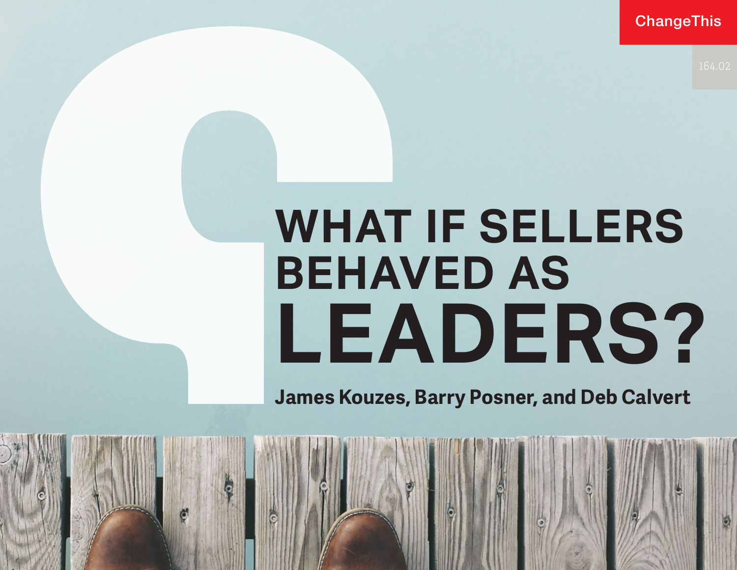ChangeThis

164.02

# WHAT IF SELLERS BEHAVED AS LEADERS?

**James Kouzes, Barry Posner, and Deb Calvert**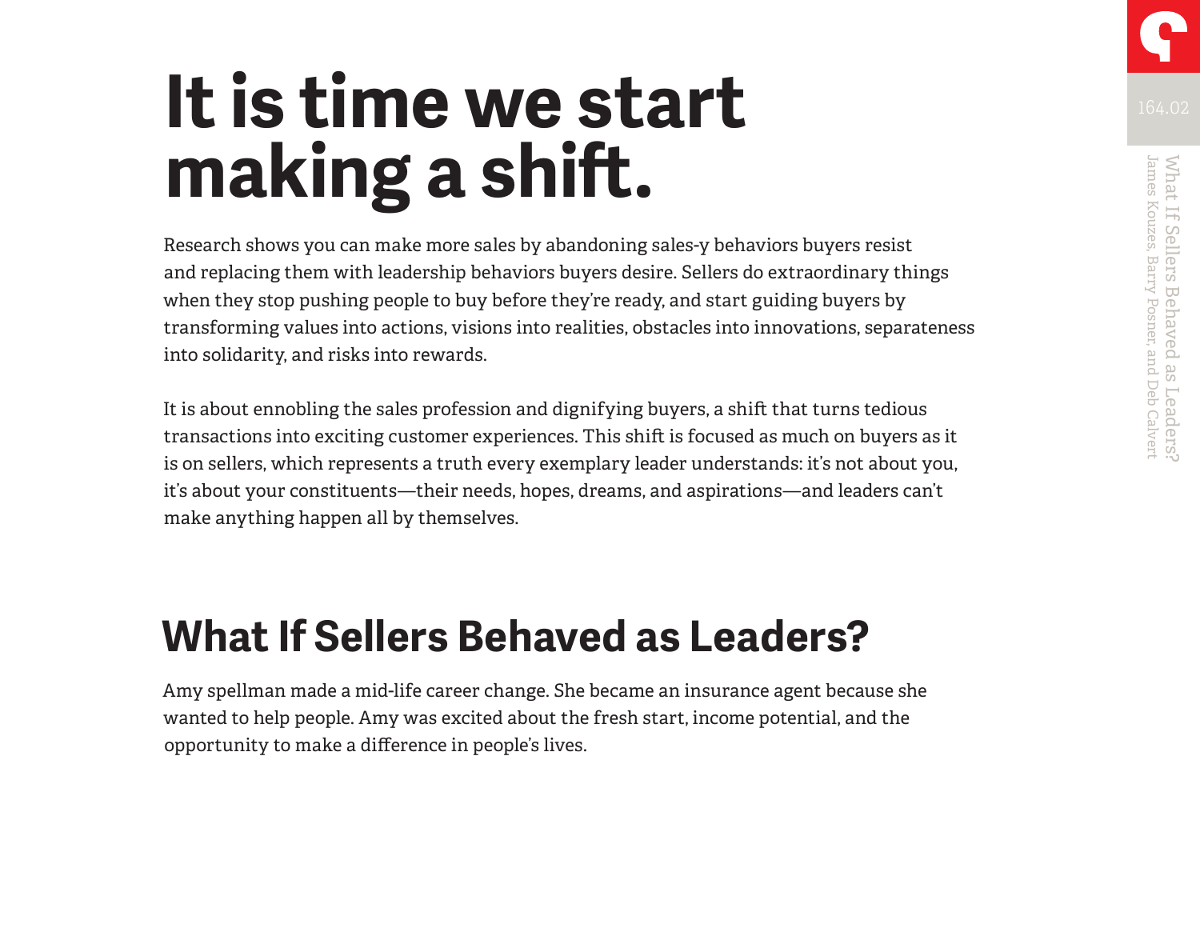# It is time we start making a shift.

Research shows you can make more sales by abandoning sales-y behaviors buyers resist and replacing them with leadership behaviors buyers desire. Sellers do extraordinary things when they stop pushing people to buy before they're ready, and start guiding buyers by transforming values into actions, visions into realities, obstacles into innovations, separateness into solidarity, and risks into rewards.

It is about ennobling the sales profession and dignifying buyers, a shift that turns tedious transactions into exciting customer experiences. This shift is focused as much on buyers as it is on sellers, which represents a truth every exemplary leader understands: it's not about you, it's about your constituents—their needs, hopes, dreams, and aspirations—and leaders can't make anything happen all by themselves.

## What If Sellers Behaved as Leaders?

Amy spellman made a mid-life career change. She became an insurance agent because she wanted to help people. Amy was excited about the fresh start, income potential, and the opportunity to make a difference in people's lives.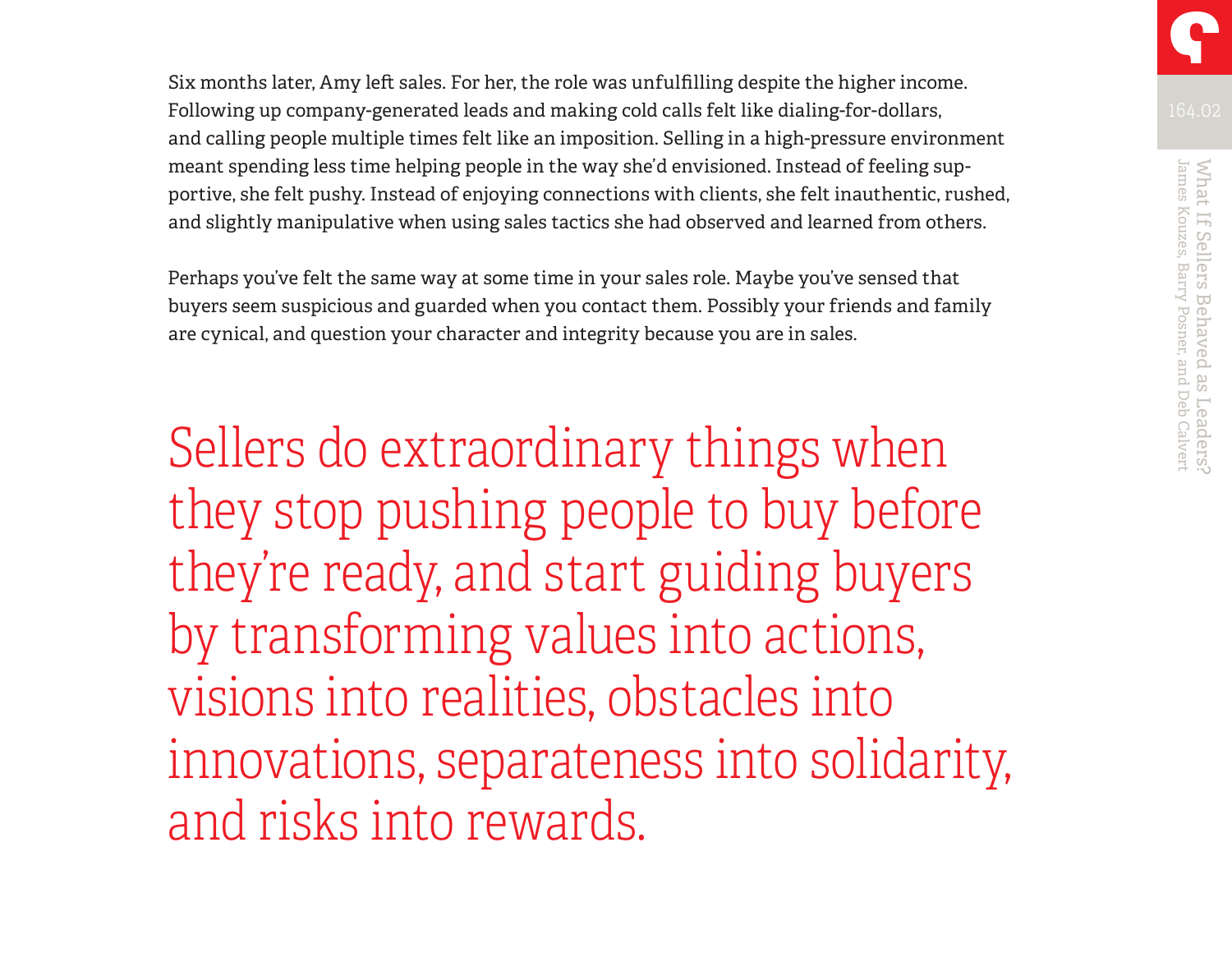Six months later, Amy left sales. For her, the role was unfulfilling despite the higher income. Following up company-generated leads and making cold calls felt like dialing-for-dollars, and calling people multiple times felt like an imposition. Selling in a high-pressure environment meant spending less time helping people in the way she'd envisioned. Instead of feeling supportive, she felt pushy. Instead of enjoying connections with clients, she felt inauthentic, rushed, and slightly manipulative when using sales tactics she had observed and learned from others.

Perhaps you've felt the same way at some time in your sales role. Maybe you've sensed that buyers seem suspicious and guarded when you contact them. Possibly your friends and family are cynical, and question your character and integrity because you are in sales.

> Sellers do extraordinary things when they stop pushing people to buy before they're ready, and start guiding buyers by transforming values into actions, visions into realities, obstacles into innovations, separateness into solidarity, and risks into rewards.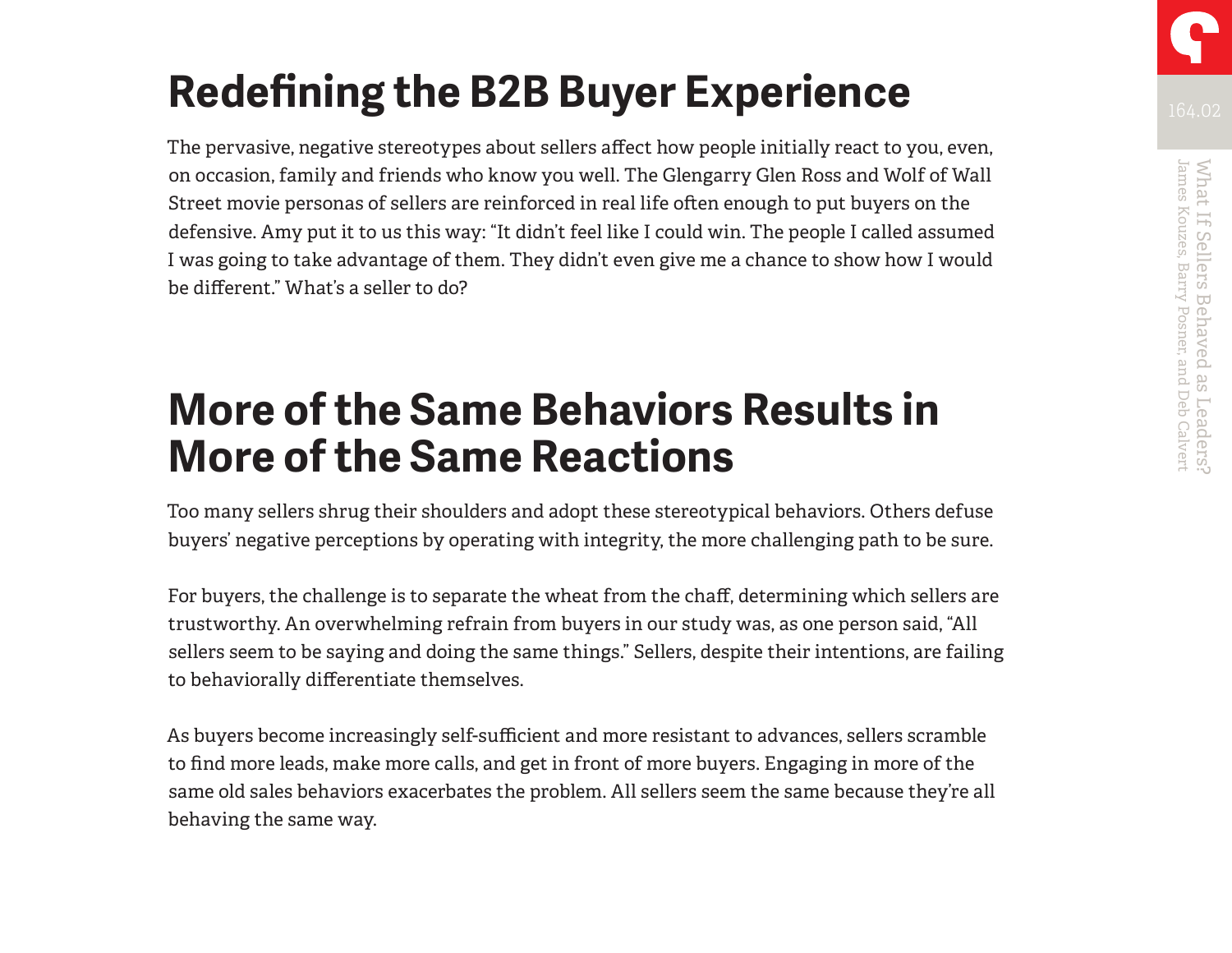# Redefining the B2B Buyer Experience

The pervasive, negative stereotypes about sellers affect how people initially react to you, even, on occasion, family and friends who know you well. The Glengarry Glen Ross and Wolf of Wall Street movie personas of sellers are reinforced in real life often enough to put buyers on the defensive. Amy put it to us this way: "It didn't feel like I could win. The people I called assumed I was going to take advantage of them. They didn't even give me a chance to show how I would be different." What's a seller to do?

# More of the Same Behaviors Results in More of the Same Reactions

Too many sellers shrug their shoulders and adopt these stereotypical behaviors. Others defuse buyers' negative perceptions by operating with integrity, the more challenging path to be sure.

For buyers, the challenge is to separate the wheat from the chaff, determining which sellers are trustworthy. An overwhelming refrain from buyers in our study was, as one person said, "All sellers seem to be saying and doing the same things." Sellers, despite their intentions, are failing to behaviorally differentiate themselves.

As buyers become increasingly self-sufficient and more resistant to advances, sellers scramble to find more leads, make more calls, and get in front of more buyers. Engaging in more of the same old sales behaviors exacerbates the problem. All sellers seem the same because they're all behaving the same way.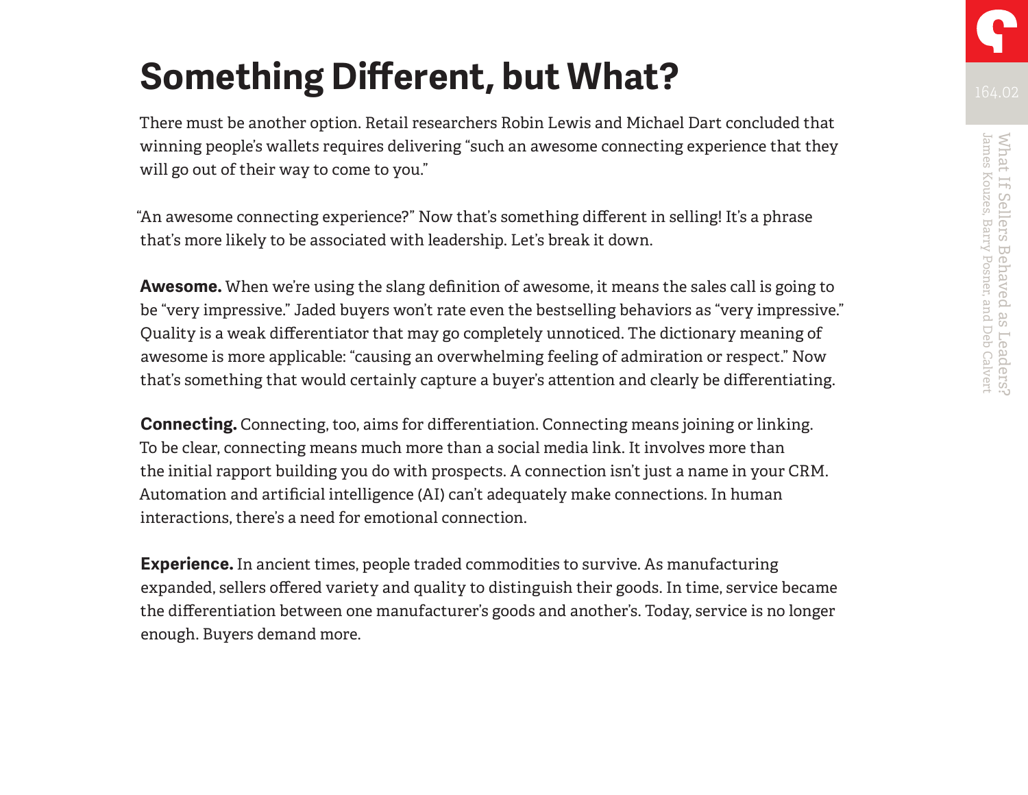# Something Different, but What?

There must be another option. Retail researchers Robin Lewis and Michael Dart concluded that winning people's wallets requires delivering "such an awesome connecting experience that they will go out of their way to come to you."

"An awesome connecting experience?" Now that's something different in selling! It's a phrase that's more likely to be associated with leadership. Let's break it down.

**Awesome.** When we're using the slang definition of awesome, it means the sales call is going to be "very impressive." Jaded buyers won't rate even the bestselling behaviors as "very impressive." Quality is a weak differentiator that may go completely unnoticed. The dictionary meaning of awesome is more applicable: "causing an overwhelming feeling of admiration or respect." Now that's something that would certainly capture a buyer's attention and clearly be differentiating.

**Connecting.** Connecting, too, aims for differentiation. Connecting means joining or linking. To be clear, connecting means much more than a social media link. It involves more than the initial rapport building you do with prospects. A connection isn't just a name in your CRM. Automation and artificial intelligence (AI) can't adequately make connections. In human interactions, there's a need for emotional connection.

**Experience.** In ancient times, people traded commodities to survive. As manufacturing expanded, sellers offered variety and quality to distinguish their goods. In time, service became the differentiation between one manufacturer's goods and another's. Today, service is no longer enough. Buyers demand more.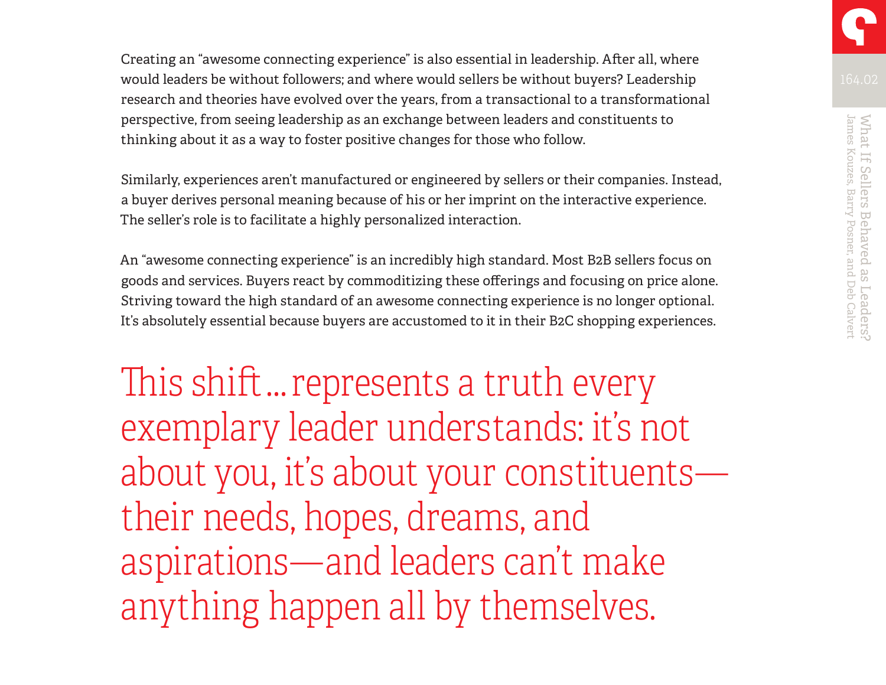Creating an "awesome connecting experience" is also essential in leadership. After all, where would leaders be without followers; and where would sellers be without buyers? Leadership research and theories have evolved over the years, from a transactional to a transformational perspective, from seeing leadership as an exchange between leaders and constituents to thinking about it as a way to foster positive changes for those who follow.

Similarly, experiences aren't manufactured or engineered by sellers or their companies. Instead, a buyer derives personal meaning because of his or her imprint on the interactive experience. The seller's role is to facilitate a highly personalized interaction.

An "awesome connecting experience" is an incredibly high standard. Most B2B sellers focus on goods and services. Buyers react by commoditizing these offerings and focusing on price alone. Striving toward the high standard of an awesome connecting experience is no longer optional. It's absolutely essential because buyers are accustomed to it in their B2C shopping experiences.

> This shift ... represents a truth every exemplary leader understands: it's not about you, it's about your constituents—their needs, hopes, dreams, and aspirations—and leaders can't make anything happen all by themselves.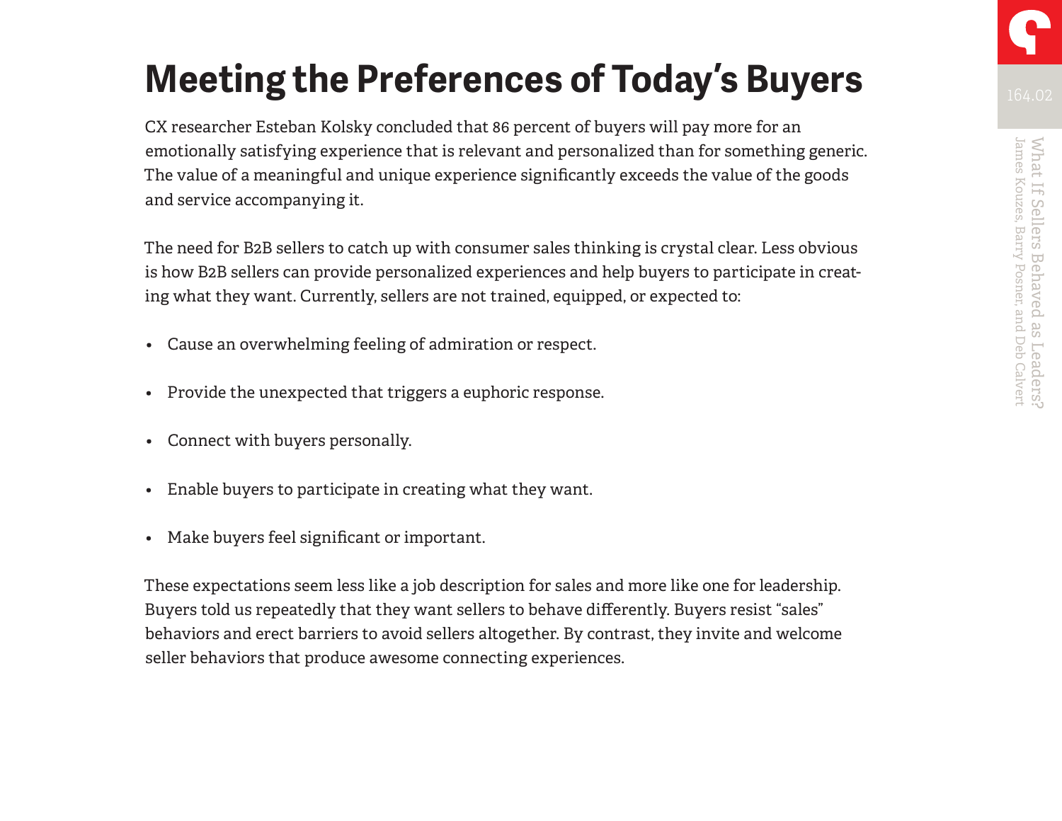# Meeting the Preferences of Today's Buyers

CX researcher Esteban Kolsky concluded that 86 percent of buyers will pay more for an emotionally satisfying experience that is relevant and personalized than for something generic. The value of a meaningful and unique experience significantly exceeds the value of the goods and service accompanying it.

The need for B2B sellers to catch up with consumer sales thinking is crystal clear. Less obvious is how B2B sellers can provide personalized experiences and help buyers to participate in creating what they want. Currently, sellers are not trained, equipped, or expected to:

- Cause an overwhelming feeling of admiration or respect.
- Provide the unexpected that triggers a euphoric response.
- Connect with buyers personally.
- Enable buyers to participate in creating what they want.
- Make buyers feel significant or important.

These expectations seem less like a job description for sales and more like one for leadership. Buyers told us repeatedly that they want sellers to behave differently. Buyers resist "sales" behaviors and erect barriers to avoid sellers altogether. By contrast, they invite and welcome seller behaviors that produce awesome connecting experiences.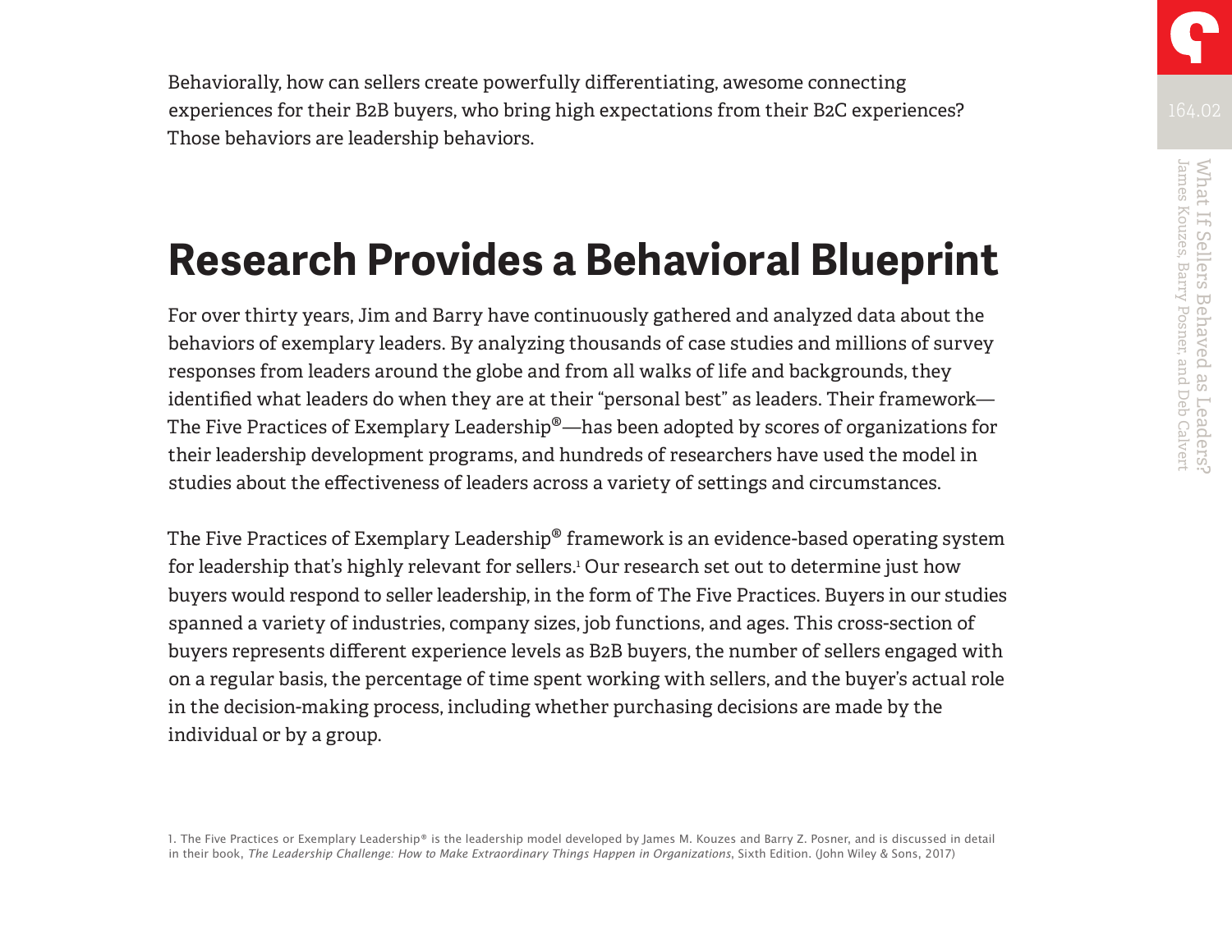Behaviorally, how can sellers create powerfully differentiating, awesome connecting experiences for their B2B buyers, who bring high expectations from their B2C experiences? Those behaviors are leadership behaviors.

## Research Provides a Behavioral Blueprint

For over thirty years, Jim and Barry have continuously gathered and analyzed data about the behaviors of exemplary leaders. By analyzing thousands of case studies and millions of survey responses from leaders around the globe and from all walks of life and backgrounds, they identified what leaders do when they are at their "personal best" as leaders. Their framework—The Five Practices of Exemplary Leadership®—has been adopted by scores of organizations for their leadership development programs, and hundreds of researchers have used the model in studies about the effectiveness of leaders across a variety of settings and circumstances.

The Five Practices of Exemplary Leadership® framework is an evidence-based operating system for leadership that's highly relevant for sellers.[1] Our research set out to determine just how buyers would respond to seller leadership, in the form of The Five Practices. Buyers in our studies spanned a variety of industries, company sizes, job functions, and ages. This cross-section of buyers represents different experience levels as B2B buyers, the number of sellers engaged with on a regular basis, the percentage of time spent working with sellers, and the buyer's actual role in the decision-making process, including whether purchasing decisions are made by the individual or by a group.

1. The Five Practices or Exemplary Leadership® is the leadership model developed by James M. Kouzes and Barry Z. Posner, and is discussed in detail in their book, *The Leadership Challenge: How to Make Extraordinary Things Happen in Organizations*, Sixth Edition. (John Wiley & Sons, 2017)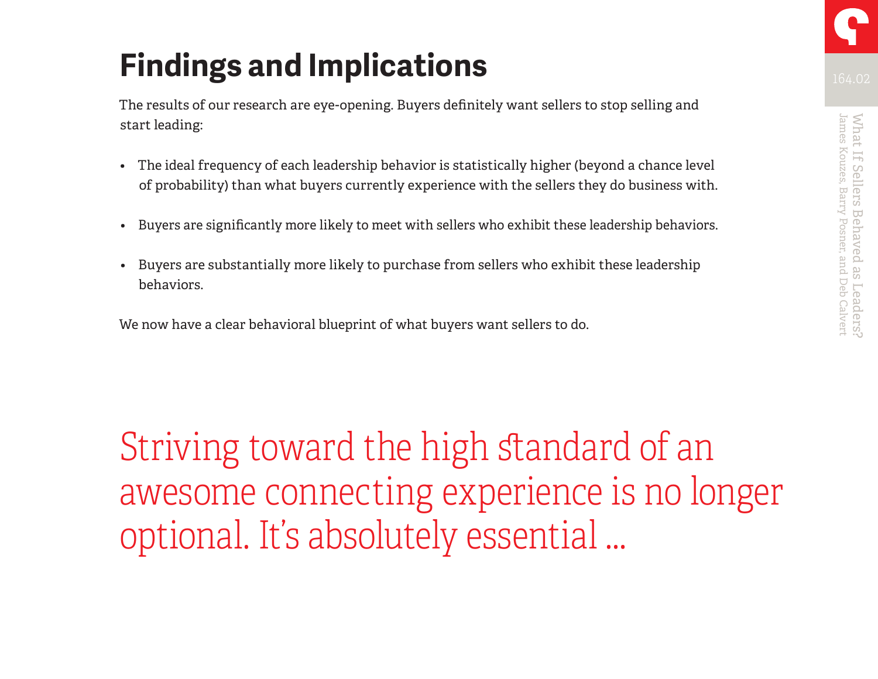# Findings and Implications

The results of our research are eye-opening. Buyers definitely want sellers to stop selling and start leading:

- The ideal frequency of each leadership behavior is statistically higher (beyond a chance level of probability) than what buyers currently experience with the sellers they do business with.
- Buyers are significantly more likely to meet with sellers who exhibit these leadership behaviors.
- Buyers are substantially more likely to purchase from sellers who exhibit these leadership behaviors.

We now have a clear behavioral blueprint of what buyers want sellers to do.

Striving toward the high standard of an awesome connecting experience is no longer optional. It's absolutely essential ...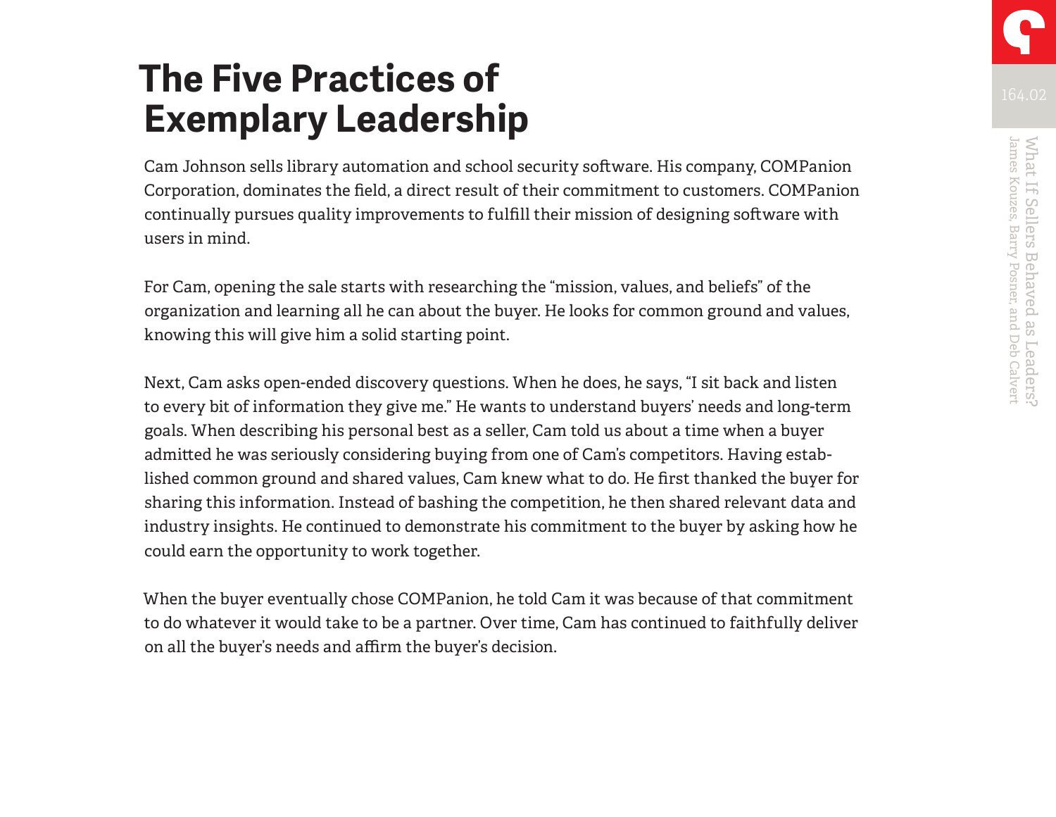# The Five Practices of Exemplary Leadership

Cam Johnson sells library automation and school security software. His company, COMPanion Corporation, dominates the field, a direct result of their commitment to customers. COMPanion continually pursues quality improvements to fulfill their mission of designing software with users in mind.

For Cam, opening the sale starts with researching the "mission, values, and beliefs" of the organization and learning all he can about the buyer. He looks for common ground and values, knowing this will give him a solid starting point.

Next, Cam asks open-ended discovery questions. When he does, he says, "I sit back and listen to every bit of information they give me." He wants to understand buyers' needs and long-term goals. When describing his personal best as a seller, Cam told us about a time when a buyer admitted he was seriously considering buying from one of Cam's competitors. Having established common ground and shared values, Cam knew what to do. He first thanked the buyer for sharing this information. Instead of bashing the competition, he then shared relevant data and industry insights. He continued to demonstrate his commitment to the buyer by asking how he could earn the opportunity to work together.

When the buyer eventually chose COMPanion, he told Cam it was because of that commitment to do whatever it would take to be a partner. Over time, Cam has continued to faithfully deliver on all the buyer's needs and affirm the buyer's decision.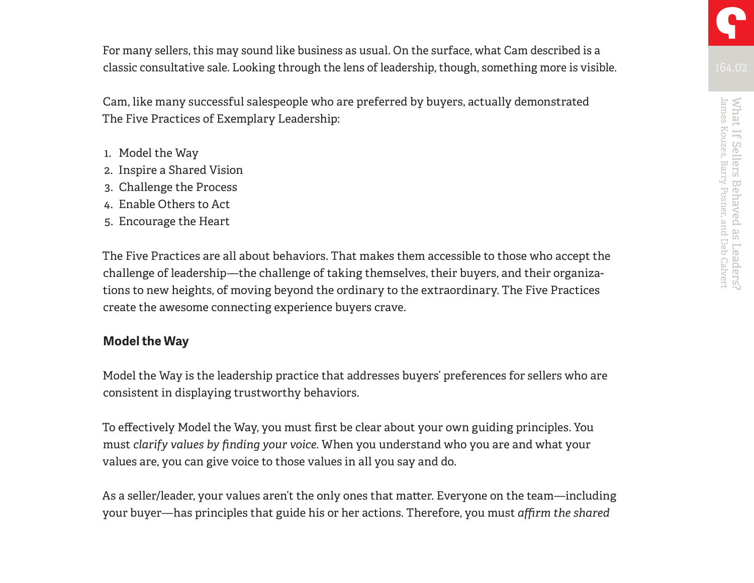For many sellers, this may sound like business as usual. On the surface, what Cam described is a classic consultative sale. Looking through the lens of leadership, though, something more is visible.

Cam, like many successful salespeople who are preferred by buyers, actually demonstrated The Five Practices of Exemplary Leadership:

1. Model the Way
2. Inspire a Shared Vision
3. Challenge the Process
4. Enable Others to Act
5. Encourage the Heart

The Five Practices are all about behaviors. That makes them accessible to those who accept the challenge of leadership—the challenge of taking themselves, their buyers, and their organizations to new heights, of moving beyond the ordinary to the extraordinary. The Five Practices create the awesome connecting experience buyers crave.

### Model the Way

Model the Way is the leadership practice that addresses buyers' preferences for sellers who are consistent in displaying trustworthy behaviors.

To effectively Model the Way, you must first be clear about your own guiding principles. You must *clarify values by finding your voice.* When you understand who you are and what your values are, you can give voice to those values in all you say and do.

As a seller/leader, your values aren't the only ones that matter. Everyone on the team—including your buyer—has principles that guide his or her actions. Therefore, you must *affirm the shared*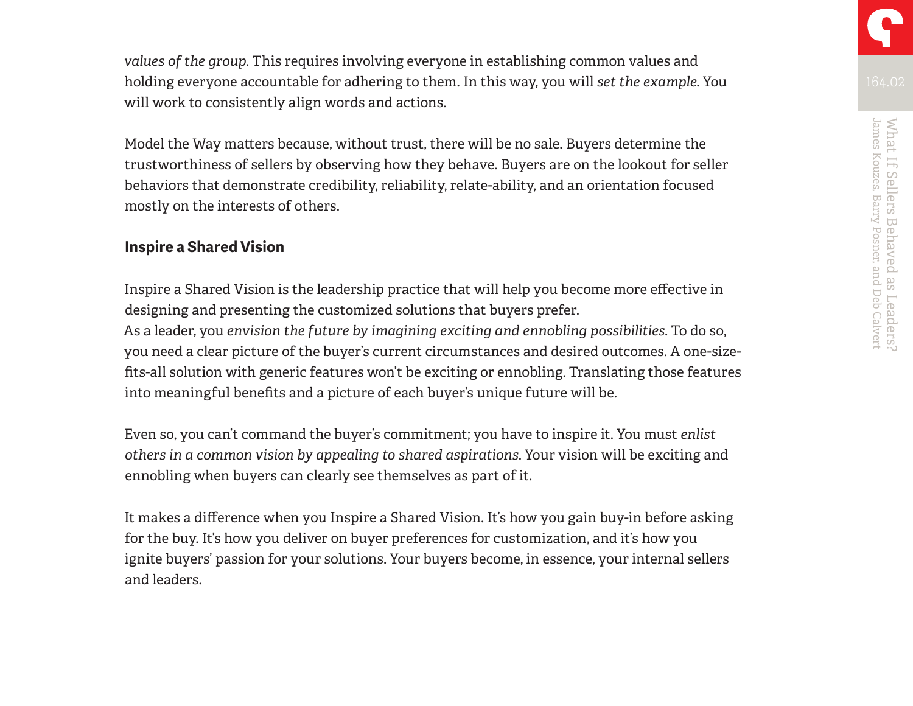*values of the group*. This requires involving everyone in establishing common values and holding everyone accountable for adhering to them. In this way, you will *set the example*. You will work to consistently align words and actions.

Model the Way matters because, without trust, there will be no sale. Buyers determine the trustworthiness of sellers by observing how they behave. Buyers are on the lookout for seller behaviors that demonstrate credibility, reliability, relate-ability, and an orientation focused mostly on the interests of others.

### Inspire a Shared Vision

Inspire a Shared Vision is the leadership practice that will help you become more effective in designing and presenting the customized solutions that buyers prefer.
As a leader, you *envision the future by imagining exciting and ennobling possibilities*. To do so, you need a clear picture of the buyer's current circumstances and desired outcomes. A one-size-fits-all solution with generic features won't be exciting or ennobling. Translating those features into meaningful benefits and a picture of each buyer's unique future will be.

Even so, you can't command the buyer's commitment; you have to inspire it. You must *enlist others in a common vision by appealing to shared aspirations*. Your vision will be exciting and ennobling when buyers can clearly see themselves as part of it.

It makes a difference when you Inspire a Shared Vision. It's how you gain buy-in before asking for the buy. It's how you deliver on buyer preferences for customization, and it's how you ignite buyers' passion for your solutions. Your buyers become, in essence, your internal sellers and leaders.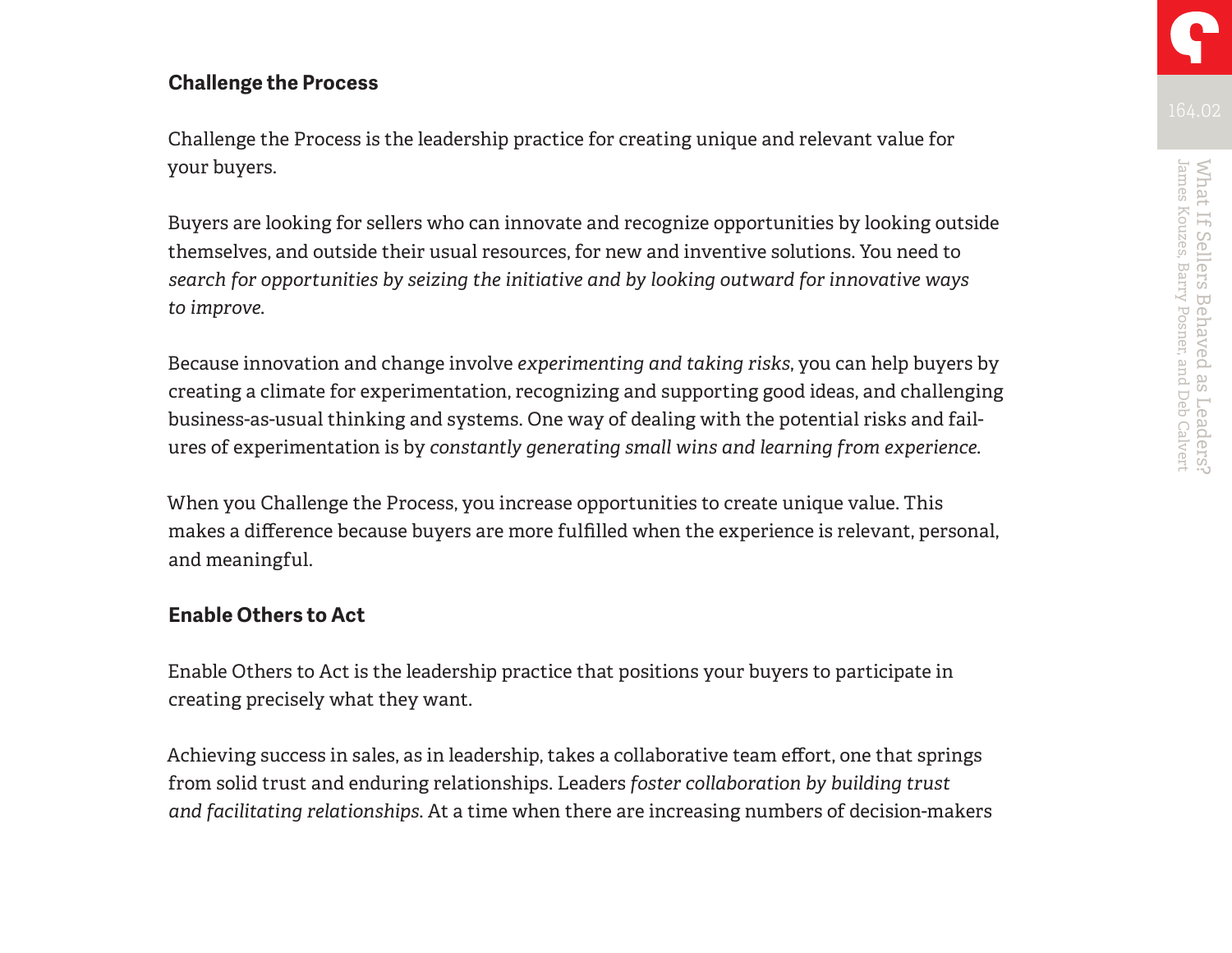## Challenge the Process

Challenge the Process is the leadership practice for creating unique and relevant value for your buyers.

Buyers are looking for sellers who can innovate and recognize opportunities by looking outside themselves, and outside their usual resources, for new and inventive solutions. You need to *search for opportunities by seizing the initiative and by looking outward for innovative ways to improve*.

Because innovation and change involve *experimenting and taking risks*, you can help buyers by creating a climate for experimentation, recognizing and supporting good ideas, and challenging business-as-usual thinking and systems. One way of dealing with the potential risks and failures of experimentation is by *constantly generating small wins and learning from experience*.

When you Challenge the Process, you increase opportunities to create unique value. This makes a difference because buyers are more fulfilled when the experience is relevant, personal, and meaningful.

## Enable Others to Act

Enable Others to Act is the leadership practice that positions your buyers to participate in creating precisely what they want.

Achieving success in sales, as in leadership, takes a collaborative team effort, one that springs from solid trust and enduring relationships. Leaders *foster collaboration by building trust and facilitating relationships*. At a time when there are increasing numbers of decision-makers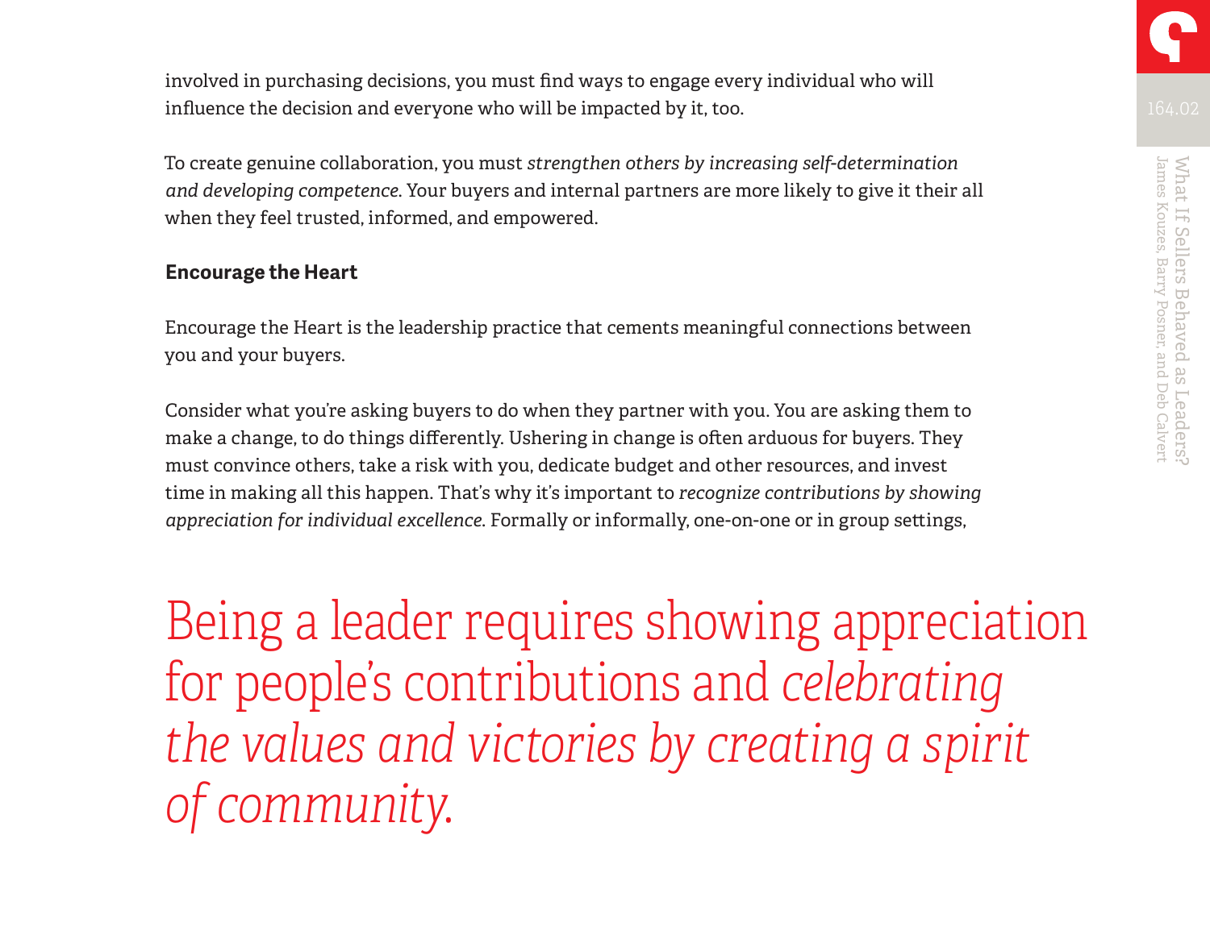involved in purchasing decisions, you must find ways to engage every individual who will influence the decision and everyone who will be impacted by it, too.

To create genuine collaboration, you must *strengthen others by increasing self-determination and developing competence*. Your buyers and internal partners are more likely to give it their all when they feel trusted, informed, and empowered.

### Encourage the Heart

Encourage the Heart is the leadership practice that cements meaningful connections between you and your buyers.

Consider what you're asking buyers to do when they partner with you. You are asking them to make a change, to do things differently. Ushering in change is often arduous for buyers. They must convince others, take a risk with you, dedicate budget and other resources, and invest time in making all this happen. That's why it's important to *recognize contributions by showing appreciation for individual excellence*. Formally or informally, one-on-one or in group settings,

> Being a leader requires showing appreciation for people's contributions and *celebrating the values and victories by creating a spirit of community.*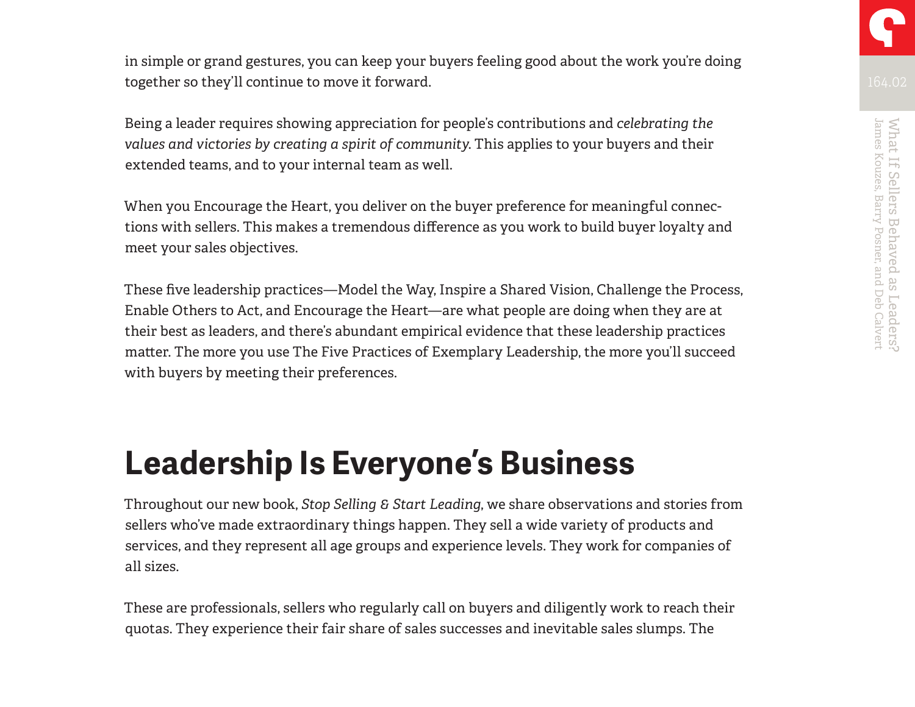in simple or grand gestures, you can keep your buyers feeling good about the work you're doing together so they'll continue to move it forward.

Being a leader requires showing appreciation for people's contributions and *celebrating the values and victories by creating a spirit of community*. This applies to your buyers and their extended teams, and to your internal team as well.

When you Encourage the Heart, you deliver on the buyer preference for meaningful connections with sellers. This makes a tremendous difference as you work to build buyer loyalty and meet your sales objectives.

These five leadership practices—Model the Way, Inspire a Shared Vision, Challenge the Process, Enable Others to Act, and Encourage the Heart—are what people are doing when they are at their best as leaders, and there's abundant empirical evidence that these leadership practices matter. The more you use The Five Practices of Exemplary Leadership, the more you'll succeed with buyers by meeting their preferences.

## Leadership Is Everyone's Business

Throughout our new book, *Stop Selling & Start Leading*, we share observations and stories from sellers who've made extraordinary things happen. They sell a wide variety of products and services, and they represent all age groups and experience levels. They work for companies of all sizes.

These are professionals, sellers who regularly call on buyers and diligently work to reach their quotas. They experience their fair share of sales successes and inevitable sales slumps. The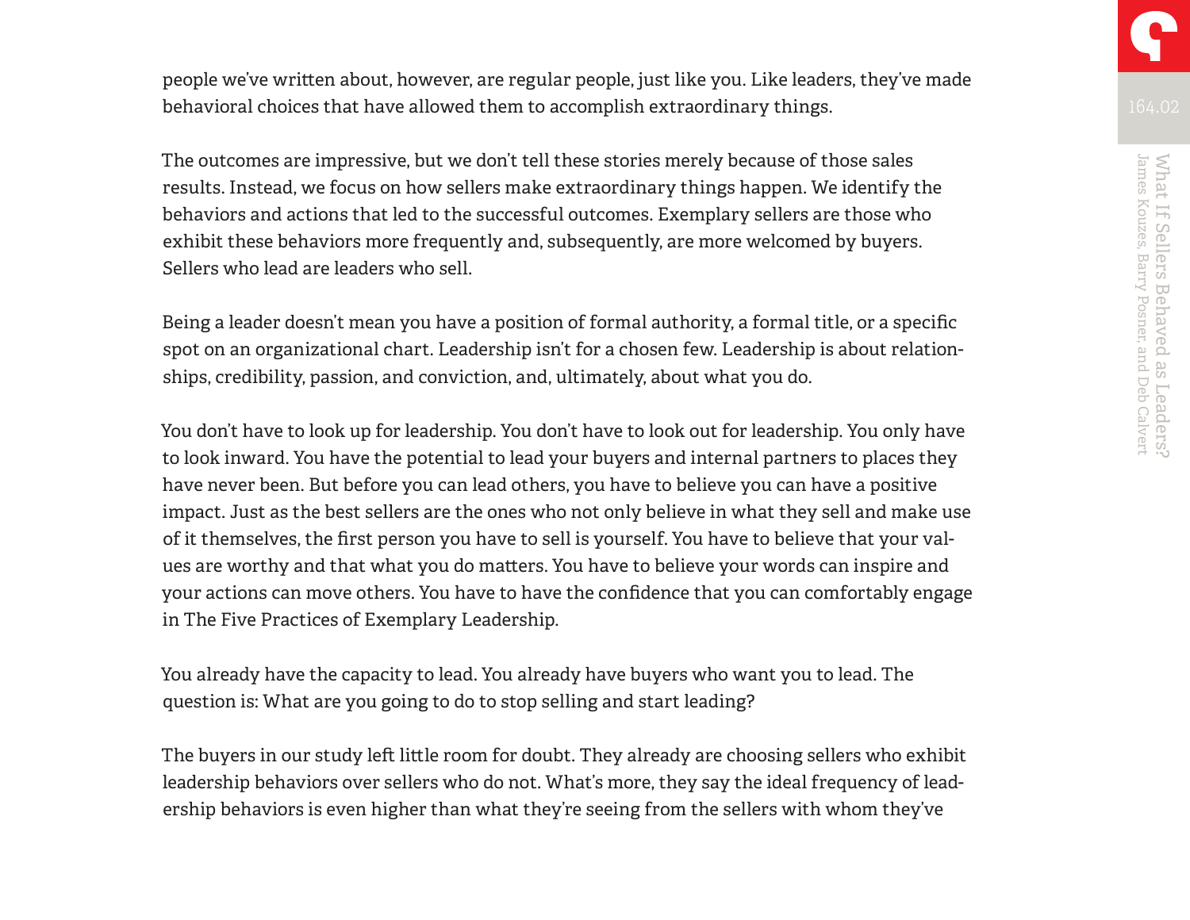people we've written about, however, are regular people, just like you. Like leaders, they've made behavioral choices that have allowed them to accomplish extraordinary things.

The outcomes are impressive, but we don't tell these stories merely because of those sales results. Instead, we focus on how sellers make extraordinary things happen. We identify the behaviors and actions that led to the successful outcomes. Exemplary sellers are those who exhibit these behaviors more frequently and, subsequently, are more welcomed by buyers. Sellers who lead are leaders who sell.

Being a leader doesn't mean you have a position of formal authority, a formal title, or a specific spot on an organizational chart. Leadership isn't for a chosen few. Leadership is about relationships, credibility, passion, and conviction, and, ultimately, about what you do.

You don't have to look up for leadership. You don't have to look out for leadership. You only have to look inward. You have the potential to lead your buyers and internal partners to places they have never been. But before you can lead others, you have to believe you can have a positive impact. Just as the best sellers are the ones who not only believe in what they sell and make use of it themselves, the first person you have to sell is yourself. You have to believe that your values are worthy and that what you do matters. You have to believe your words can inspire and your actions can move others. You have to have the confidence that you can comfortably engage in The Five Practices of Exemplary Leadership.

You already have the capacity to lead. You already have buyers who want you to lead. The question is: What are you going to do to stop selling and start leading?

The buyers in our study left little room for doubt. They already are choosing sellers who exhibit leadership behaviors over sellers who do not. What's more, they say the ideal frequency of leadership behaviors is even higher than what they're seeing from the sellers with whom they've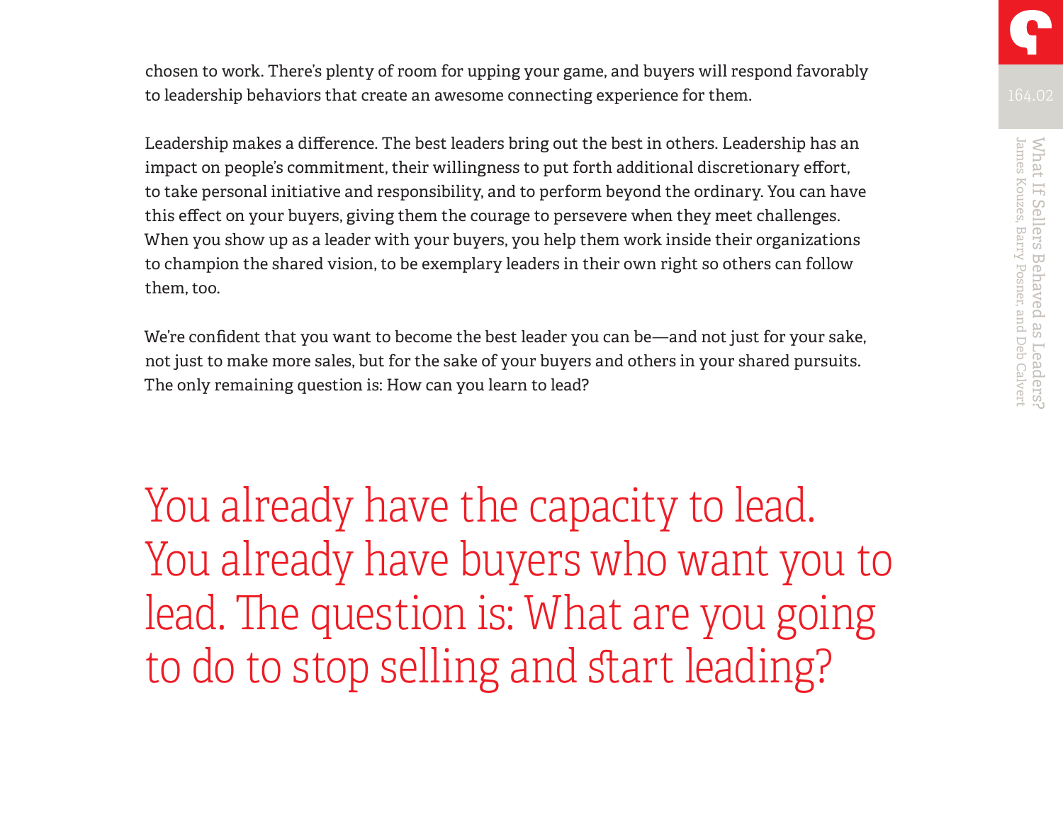chosen to work. There's plenty of room for upping your game, and buyers will respond favorably to leadership behaviors that create an awesome connecting experience for them.

Leadership makes a difference. The best leaders bring out the best in others. Leadership has an impact on people's commitment, their willingness to put forth additional discretionary effort, to take personal initiative and responsibility, and to perform beyond the ordinary. You can have this effect on your buyers, giving them the courage to persevere when they meet challenges. When you show up as a leader with your buyers, you help them work inside their organizations to champion the shared vision, to be exemplary leaders in their own right so others can follow them, too.

We're confident that you want to become the best leader you can be—and not just for your sake, not just to make more sales, but for the sake of your buyers and others in your shared pursuits. The only remaining question is: How can you learn to lead?

> You already have the capacity to lead. You already have buyers who want you to lead. The question is: What are you going to do to stop selling and start leading?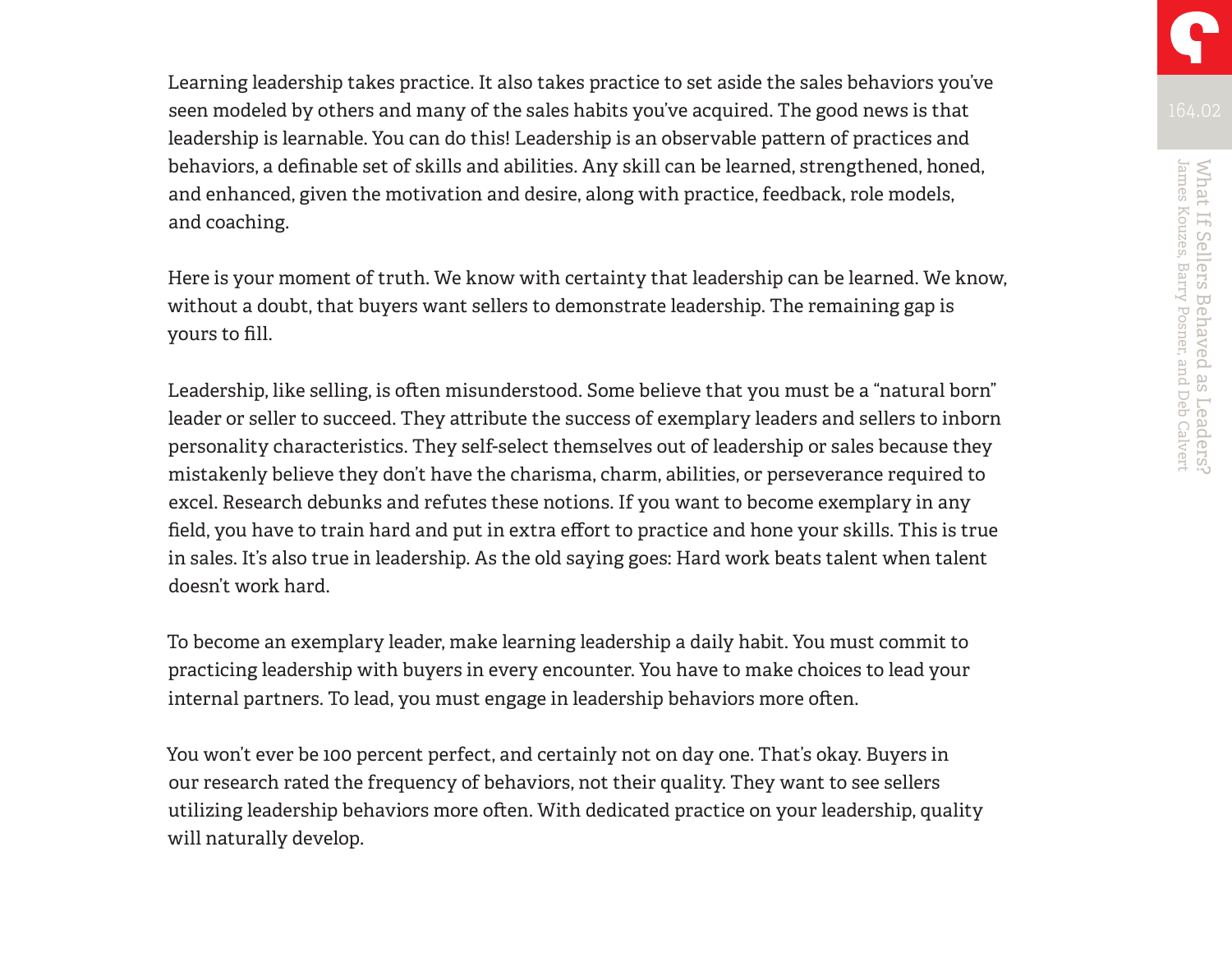Learning leadership takes practice. It also takes practice to set aside the sales behaviors you've seen modeled by others and many of the sales habits you've acquired. The good news is that leadership is learnable. You can do this! Leadership is an observable pattern of practices and behaviors, a definable set of skills and abilities. Any skill can be learned, strengthened, honed, and enhanced, given the motivation and desire, along with practice, feedback, role models, and coaching.

Here is your moment of truth. We know with certainty that leadership can be learned. We know, without a doubt, that buyers want sellers to demonstrate leadership. The remaining gap is yours to fill.

Leadership, like selling, is often misunderstood. Some believe that you must be a "natural born" leader or seller to succeed. They attribute the success of exemplary leaders and sellers to inborn personality characteristics. They self-select themselves out of leadership or sales because they mistakenly believe they don't have the charisma, charm, abilities, or perseverance required to excel. Research debunks and refutes these notions. If you want to become exemplary in any field, you have to train hard and put in extra effort to practice and hone your skills. This is true in sales. It's also true in leadership. As the old saying goes: Hard work beats talent when talent doesn't work hard.

To become an exemplary leader, make learning leadership a daily habit. You must commit to practicing leadership with buyers in every encounter. You have to make choices to lead your internal partners. To lead, you must engage in leadership behaviors more often.

You won't ever be 100 percent perfect, and certainly not on day one. That's okay. Buyers in our research rated the frequency of behaviors, not their quality. They want to see sellers utilizing leadership behaviors more often. With dedicated practice on your leadership, quality will naturally develop.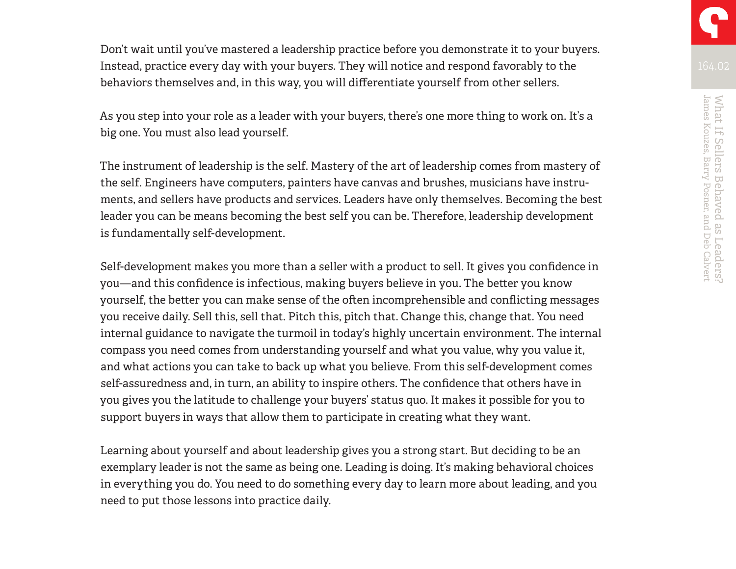Don't wait until you've mastered a leadership practice before you demonstrate it to your buyers. Instead, practice every day with your buyers. They will notice and respond favorably to the behaviors themselves and, in this way, you will differentiate yourself from other sellers.

As you step into your role as a leader with your buyers, there's one more thing to work on. It's a big one. You must also lead yourself.

The instrument of leadership is the self. Mastery of the art of leadership comes from mastery of the self. Engineers have computers, painters have canvas and brushes, musicians have instruments, and sellers have products and services. Leaders have only themselves. Becoming the best leader you can be means becoming the best self you can be. Therefore, leadership development is fundamentally self-development.

Self-development makes you more than a seller with a product to sell. It gives you confidence in you—and this confidence is infectious, making buyers believe in you. The better you know yourself, the better you can make sense of the often incomprehensible and conflicting messages you receive daily. Sell this, sell that. Pitch this, pitch that. Change this, change that. You need internal guidance to navigate the turmoil in today's highly uncertain environment. The internal compass you need comes from understanding yourself and what you value, why you value it, and what actions you can take to back up what you believe. From this self-development comes self-assuredness and, in turn, an ability to inspire others. The confidence that others have in you gives you the latitude to challenge your buyers' status quo. It makes it possible for you to support buyers in ways that allow them to participate in creating what they want.

Learning about yourself and about leadership gives you a strong start. But deciding to be an exemplary leader is not the same as being one. Leading is doing. It's making behavioral choices in everything you do. You need to do something every day to learn more about leading, and you need to put those lessons into practice daily.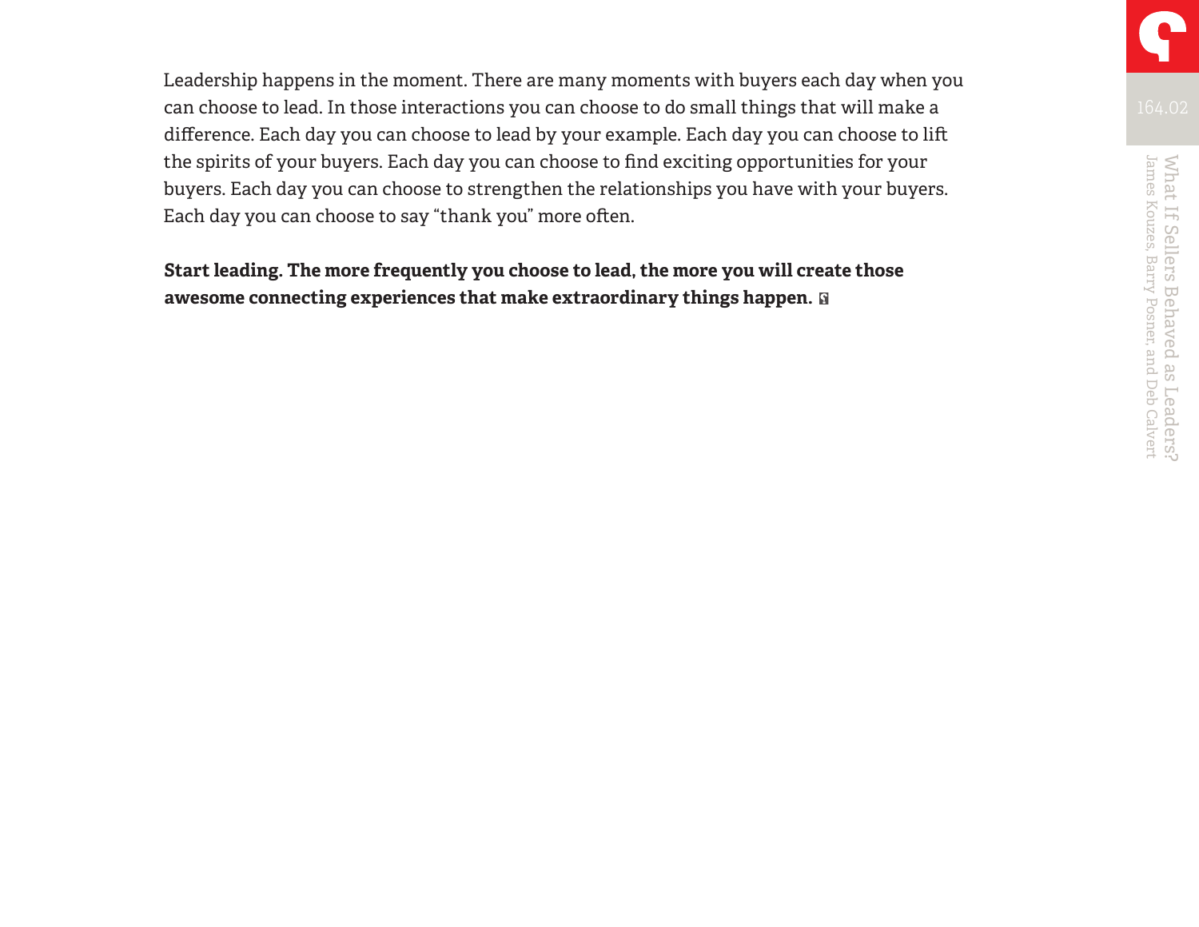Leadership happens in the moment. There are many moments with buyers each day when you can choose to lead. In those interactions you can choose to do small things that will make a difference. Each day you can choose to lead by your example. Each day you can choose to lift the spirits of your buyers. Each day you can choose to find exciting opportunities for your buyers. Each day you can choose to strengthen the relationships you have with your buyers. Each day you can choose to say "thank you" more often.

**Start leading. The more frequently you choose to lead, the more you will create those awesome connecting experiences that make extraordinary things happen.**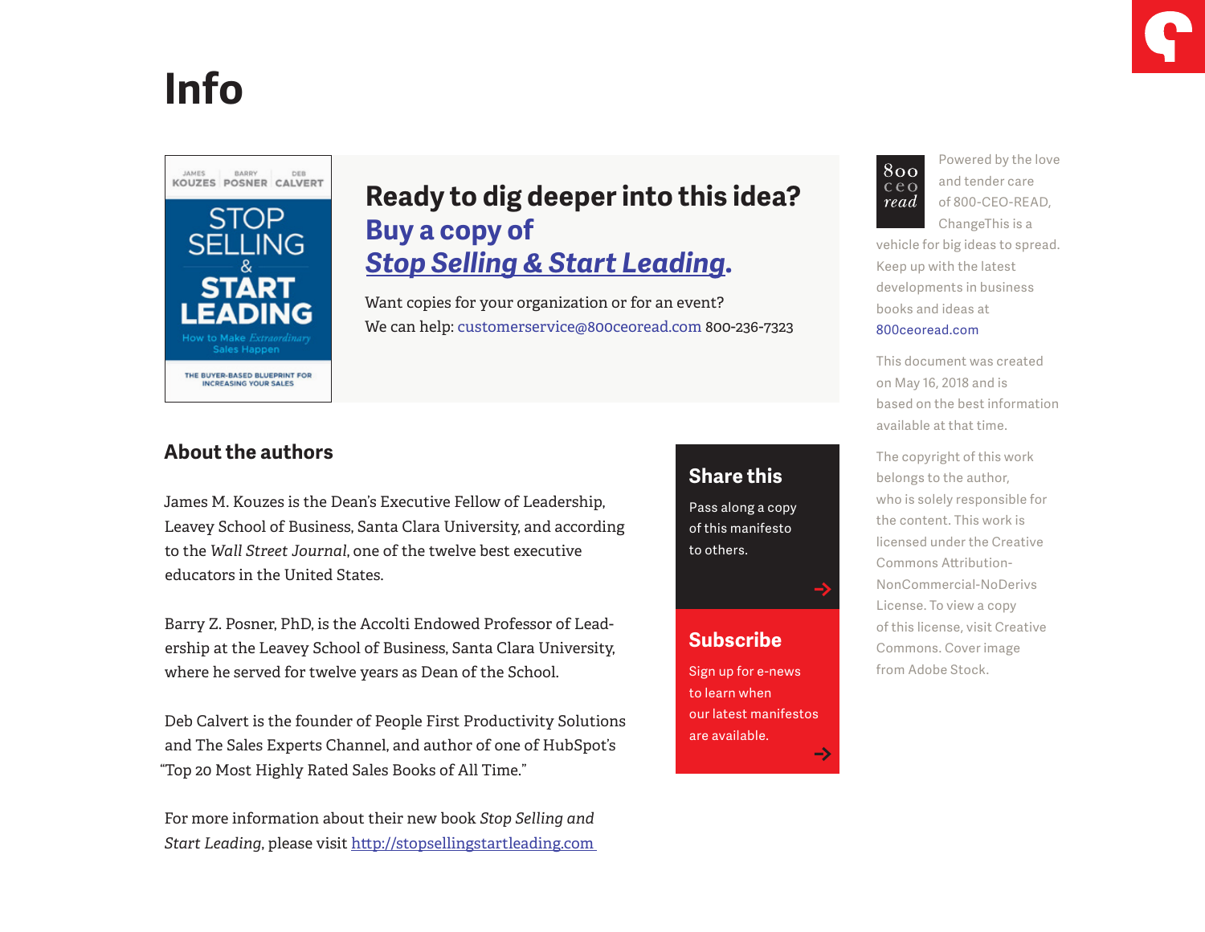# Info

## Ready to dig deeper into this idea?
## Buy a copy of *Stop Selling & Start Leading*.

Want copies for your organization or for an event?
We can help: customerservice@800ceoread.com 800-236-7323

### About the authors

James M. Kouzes is the Dean's Executive Fellow of Leadership, Leavey School of Business, Santa Clara University, and according to the *Wall Street Journal*, one of the twelve best executive educators in the United States.

Barry Z. Posner, PhD, is the Accolti Endowed Professor of Leadership at the Leavey School of Business, Santa Clara University, where he served for twelve years as Dean of the School.

Deb Calvert is the founder of People First Productivity Solutions and The Sales Experts Channel, and author of one of HubSpot's "Top 20 Most Highly Rated Sales Books of All Time."

For more information about their new book *Stop Selling and Start Leading*, please visit http://stopsellingstartleading.com

### Share this

Pass along a copy of this manifesto to others.

### Subscribe

Sign up for e-news to learn when our latest manifestos are available.

Powered by the love and tender care of 800-CEO-READ, ChangeThis is a vehicle for big ideas to spread. Keep up with the latest developments in business books and ideas at 800ceoread.com

This document was created on May 16, 2018 and is based on the best information available at that time.

The copyright of this work belongs to the author, who is solely responsible for the content. This work is licensed under the Creative Commons Attribution-NonCommercial-NoDerivs License. To view a copy of this license, visit Creative Commons. Cover image from Adobe Stock.